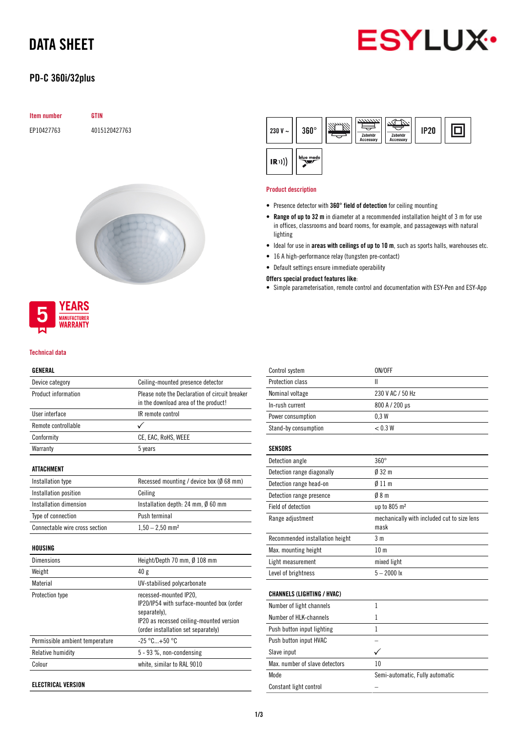# DATA SHEET

## PD-C 360i/32plus

| Item number | GTIN |
|---|---|
| EP10427763 | 4015120427763 |

230 V ~ | 360° | Zubehör Accessory | Zubehör Accessory | IP20 | IR | blue mode

### Product description

- Presence detector with **360° field of detection** for ceiling mounting
- **Range of up to 32 m** in diameter at a recommended installation height of 3 m for use in offices, classrooms and board rooms, for example, and passageways with natural lighting
- Ideal for use in **areas with ceilings of up to 10 m**, such as sports halls, warehouses etc.
- 16 A high-performance relay (tungsten pre-contact)
- Default settings ensure immediate operability

**Offers special product features like**:

- Simple parameterisation, remote control and documentation with ESY-Pen and ESY-App

5 YEARS MANUFACTURER WARRANTY

### Technical data

| GENERAL | |
|---|---|
| Device category | Ceiling-mounted presence detector |
| Product information | Please note the Declaration of circuit breaker in the download area of the product! |
| User interface | IR remote control |
| Remote controllable | ✓ |
| Conformity | CE, EAC, RoHS, WEEE |
| Warranty | 5 years |

| ATTACHMENT | |
|---|---|
| Installation type | Recessed mounting / device box (Ø 68 mm) |
| Installation position | Ceiling |
| Installation dimension | Installation depth: 24 mm, Ø 60 mm |
| Type of connection | Push terminal |
| Connectable wire cross section | 1,50 – 2,50 mm² |

| HOUSING | |
|---|---|
| Dimensions | Height/Depth 70 mm, Ø 108 mm |
| Weight | 40 g |
| Material | UV-stabilised polycarbonate |
| Protection type | recessed-mounted IP20, IP20/IP54 with surface-mounted box (order separately), IP20 as recessed ceiling-mounted version (order installation set separately) |
| Permissible ambient temperature | -25 °C...+50 °C |
| Relative humidity | 5 - 93 %, non-condensing |
| Colour | white, similar to RAL 9010 |

| ELECTRICAL VERSION | |
|---|---|
| Control system | ON/OFF |
| Protection class | II |
| Nominal voltage | 230 V AC / 50 Hz |
| In-rush current | 800 A / 200 µs |
| Power consumption | 0,3 W |
| Stand-by consumption | < 0.3 W |

| SENSORS | |
|---|---|
| Detection angle | 360° |
| Detection range diagonally | Ø 32 m |
| Detection range head-on | Ø 11 m |
| Detection range presence | Ø 8 m |
| Field of detection | up to 805 m² |
| Range adjustment | mechanically with included cut to size lens mask |
| Recommended installation height | 3 m |
| Max. mounting height | 10 m |
| Light measurement | mixed light |
| Level of brightness | 5 – 2000 lx |

| CHANNELS (LIGHTING / HVAC) | |
|---|---|
| Number of light channels | 1 |
| Number of HLK-channels | 1 |
| Push button input lighting | 1 |
| Push button input HVAC | – |
| Slave input | ✓ |
| Max. number of slave detectors | 10 |
| Mode | Semi-automatic, Fully automatic |
| Constant light control | – |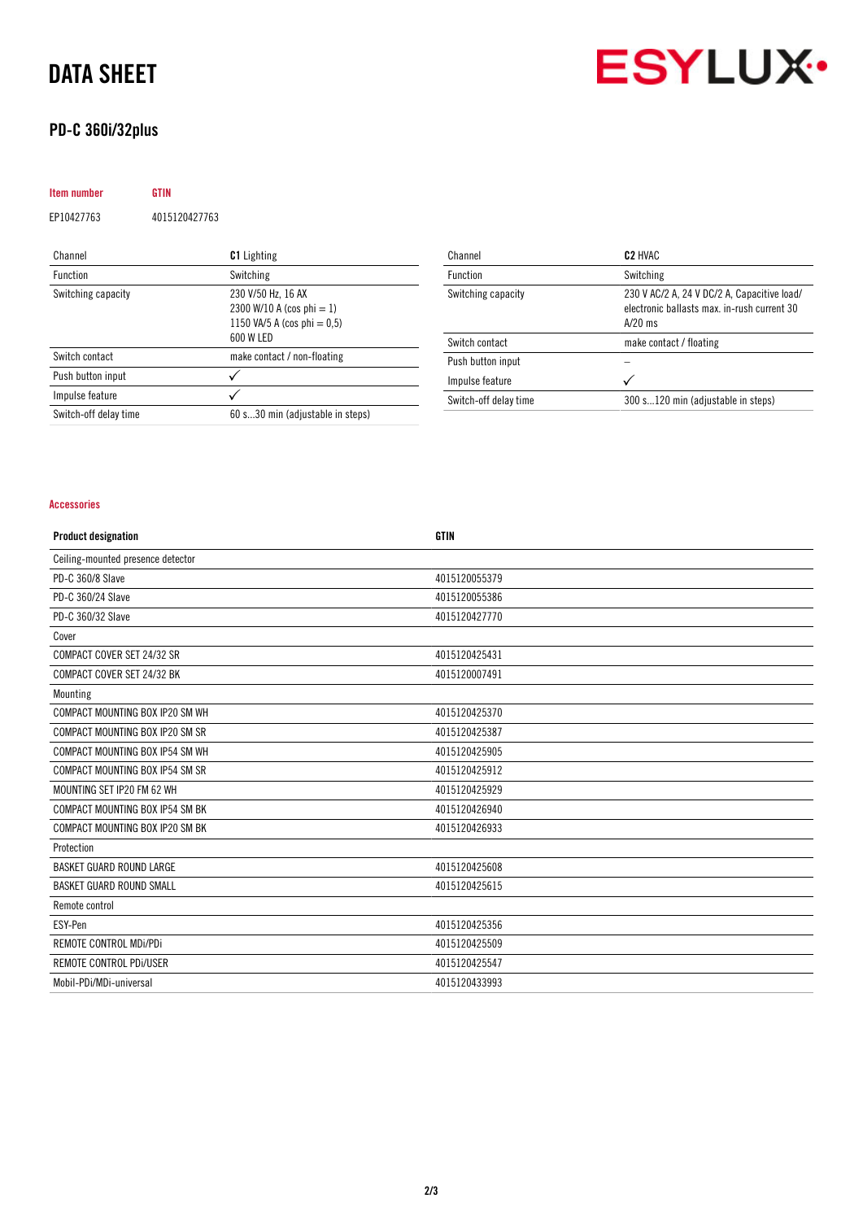# DATA SHEET

## PD-C 360i/32plus

| Item number | GTIN |
|---|---|
| EP10427763 | 4015120427763 |

| Channel | **C1** Lighting |
|---|---|
| Function | Switching |
| Switching capacity | 230 V/50 Hz, 16 AX<br>2300 W/10 A (cos phi = 1)<br>1150 VA/5 A (cos phi = 0,5)<br>600 W LED |
| Switch contact | make contact / non-floating |
| Push button input | ✓ |
| Impulse feature | ✓ |
| Switch-off delay time | 60 s...30 min (adjustable in steps) |

| Channel | **C2** HVAC |
|---|---|
| Function | Switching |
| Switching capacity | 230 V AC/2 A, 24 V DC/2 A, Capacitive load/ electronic ballasts max. in-rush current 30 A/20 ms |
| Switch contact | make contact / floating |
| Push button input | – |
| Impulse feature | ✓ |
| Switch-off delay time | 300 s...120 min (adjustable in steps) |

### Accessories

| Product designation | GTIN |
|---|---|
| Ceiling-mounted presence detector | |
| PD-C 360/8 Slave | 4015120055379 |
| PD-C 360/24 Slave | 4015120055386 |
| PD-C 360/32 Slave | 4015120427770 |
| Cover | |
| COMPACT COVER SET 24/32 SR | 4015120425431 |
| COMPACT COVER SET 24/32 BK | 4015120007491 |
| Mounting | |
| COMPACT MOUNTING BOX IP20 SM WH | 4015120425370 |
| COMPACT MOUNTING BOX IP20 SM SR | 4015120425387 |
| COMPACT MOUNTING BOX IP54 SM WH | 4015120425905 |
| COMPACT MOUNTING BOX IP54 SM SR | 4015120425912 |
| MOUNTING SET IP20 FM 62 WH | 4015120425929 |
| COMPACT MOUNTING BOX IP54 SM BK | 4015120426940 |
| COMPACT MOUNTING BOX IP20 SM BK | 4015120426933 |
| Protection | |
| BASKET GUARD ROUND LARGE | 4015120425608 |
| BASKET GUARD ROUND SMALL | 4015120425615 |
| Remote control | |
| ESY-Pen | 4015120425356 |
| REMOTE CONTROL MDi/PDi | 4015120425509 |
| REMOTE CONTROL PDi/USER | 4015120425547 |
| Mobil-PDi/MDi-universal | 4015120433993 |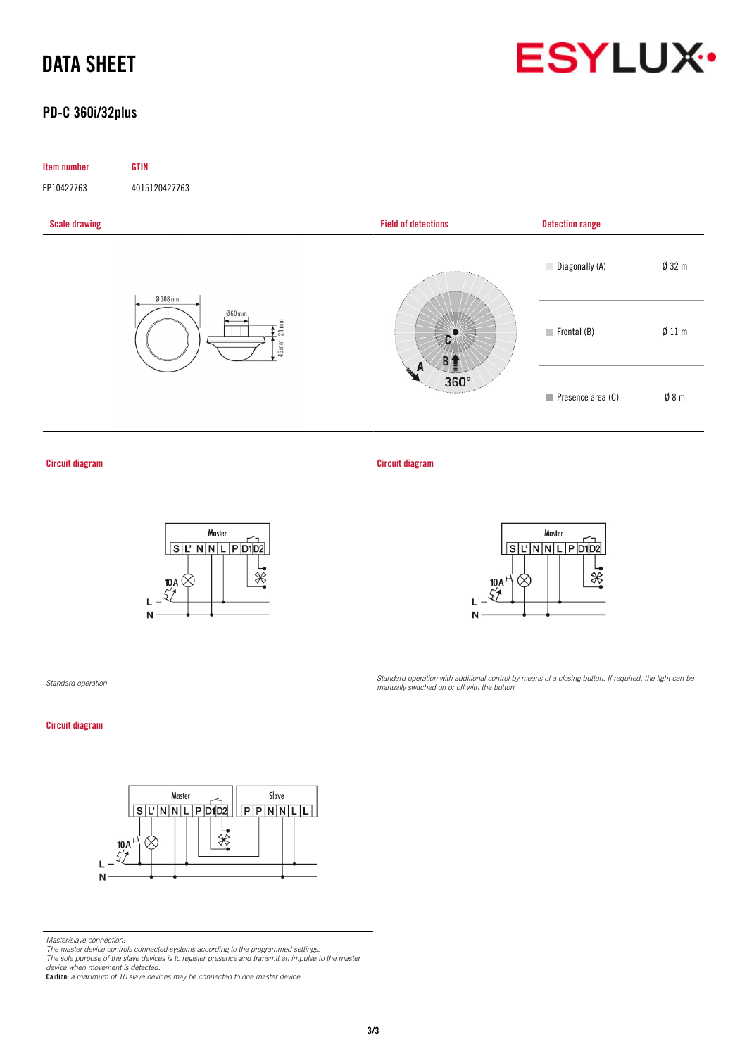# DATA SHEET

## PD-C 360i/32plus

| Item number | GTIN |
|---|---|
| EP10427763 | 4015120427763 |

**Scale drawing**

Ø 108 mm

Ø 60 mm

24 mm

46mm

**Field of detections**

A

B

C

360°

**Detection range**

| | |
|---|---|
| Diagonally (A) | Ø 32 m |
| Frontal (B) | Ø 11 m |
| Presence area (C) | Ø 8 m |

**Circuit diagram**

Master

S L' N N L P D1 D2

10 A

L

N

*Standard operation*

**Circuit diagram**

Master

S L' N N L P D1 D2

10 A

L

N

*Standard operation with additional control by means of a closing button. If required, the light can be manually switched on or off with the button.*

**Circuit diagram**

Master

S L' N N L P D1 D2

Slave

P P N N L L

10 A

L

N

*Master/slave connection:*
*The master device controls connected systems according to the programmed settings.*
*The sole purpose of the slave devices is to register presence and transmit an impulse to the master device when movement is detected.*
**Caution:** *a maximum of 10 slave devices may be connected to one master device.*